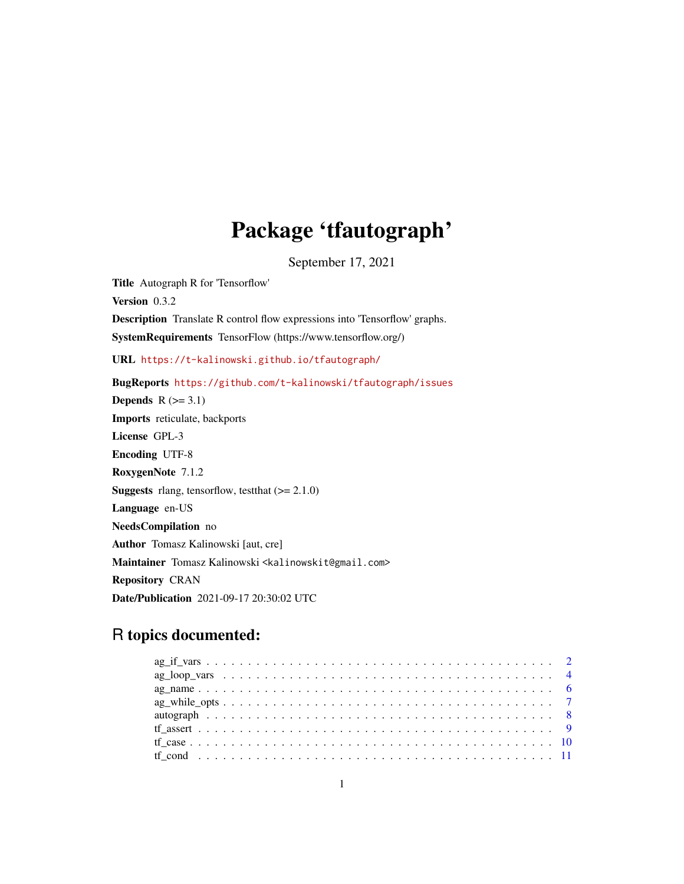# Package 'tfautograph'

September 17, 2021

**Title** Autograph R for 'Tensorflow'

**Version** 0.3.2

**Description** Translate R control flow expressions into 'Tensorflow' graphs.

**SystemRequirements** TensorFlow (https://www.tensorflow.org/)

**URL** https://t-kalinowski.github.io/tfautograph/

**BugReports** https://github.com/t-kalinowski/tfautograph/issues

**Depends** R (>= 3.1)

**Imports** reticulate, backports

**License** GPL-3

**Encoding** UTF-8

**RoxygenNote** 7.1.2

**Suggests** rlang, tensorflow, testthat (>= 2.1.0)

**Language** en-US

**NeedsCompilation** no

**Author** Tomasz Kalinowski [aut, cre]

**Maintainer** Tomasz Kalinowski <kalinowskit@gmail.com>

**Repository** CRAN

**Date/Publication** 2021-09-17 20:30:02 UTC

## R topics documented:

- ag_if_vars . . . . . . . . . . . . . . . . . . . . . . . . . . . . . . . . . . . . . . . . 2
- ag_loop_vars . . . . . . . . . . . . . . . . . . . . . . . . . . . . . . . . . . . . . . 4
- ag_name . . . . . . . . . . . . . . . . . . . . . . . . . . . . . . . . . . . . . . . . . 6
- ag_while_opts . . . . . . . . . . . . . . . . . . . . . . . . . . . . . . . . . . . . . . 7
- autograph . . . . . . . . . . . . . . . . . . . . . . . . . . . . . . . . . . . . . . . . 8
- tf_assert . . . . . . . . . . . . . . . . . . . . . . . . . . . . . . . . . . . . . . . . . 9
- tf_case . . . . . . . . . . . . . . . . . . . . . . . . . . . . . . . . . . . . . . . . . . 10
- tf_cond . . . . . . . . . . . . . . . . . . . . . . . . . . . . . . . . . . . . . . . . . . 11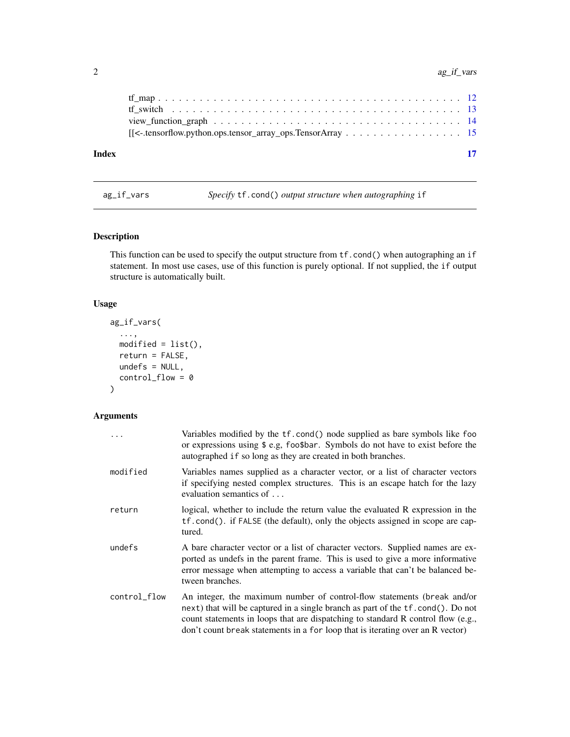tf_map . . . . . . . . . . . . . . . . . . . . . . . . . . . . . . . . . . . . . . . . . . . 12
tf_switch . . . . . . . . . . . . . . . . . . . . . . . . . . . . . . . . . . . . . . . . . . 13
view_function_graph . . . . . . . . . . . . . . . . . . . . . . . . . . . . . . . . . . . . 14
[[<-.tensorflow.python.ops.tensor_array_ops.TensorArray . . . . . . . . . . . . . . . . . 15

**Index** **17**

---

## ag_if_vars — *Specify* `tf.cond()` *output structure when autographing* `if`

### Description

This function can be used to specify the output structure from `tf.cond()` when autographing an `if` statement. In most use cases, use of this function is purely optional. If not supplied, the `if` output structure is automatically built.

### Usage

```
ag_if_vars(
  ...,
  modified = list(),
  return = FALSE,
  undefs = NULL,
  control_flow = 0
)
```

### Arguments

| | |
|---|---|
| `...` | Variables modified by the `tf.cond()` node supplied as bare symbols like `foo` or expressions using `$` e.g, `foo$bar`. Symbols do not have to exist before the autographed `if` so long as they are created in both branches. |
| `modified` | Variables names supplied as a character vector, or a list of character vectors if specifying nested complex structures. This is an escape hatch for the lazy evaluation semantics of `...` |
| `return` | logical, whether to include the return value the evaluated R expression in the `tf.cond()`. if `FALSE` (the default), only the objects assigned in scope are captured. |
| `undefs` | A bare character vector or a list of character vectors. Supplied names are exported as undefs in the parent frame. This is used to give a more informative error message when attempting to access a variable that can't be balanced between branches. |
| `control_flow` | An integer, the maximum number of control-flow statements (`break` and/or `next`) that will be captured in a single branch as part of the `tf.cond()`. Do not count statements in loops that are dispatching to standard R control flow (e.g., don't count `break` statements in a `for` loop that is iterating over an R vector) |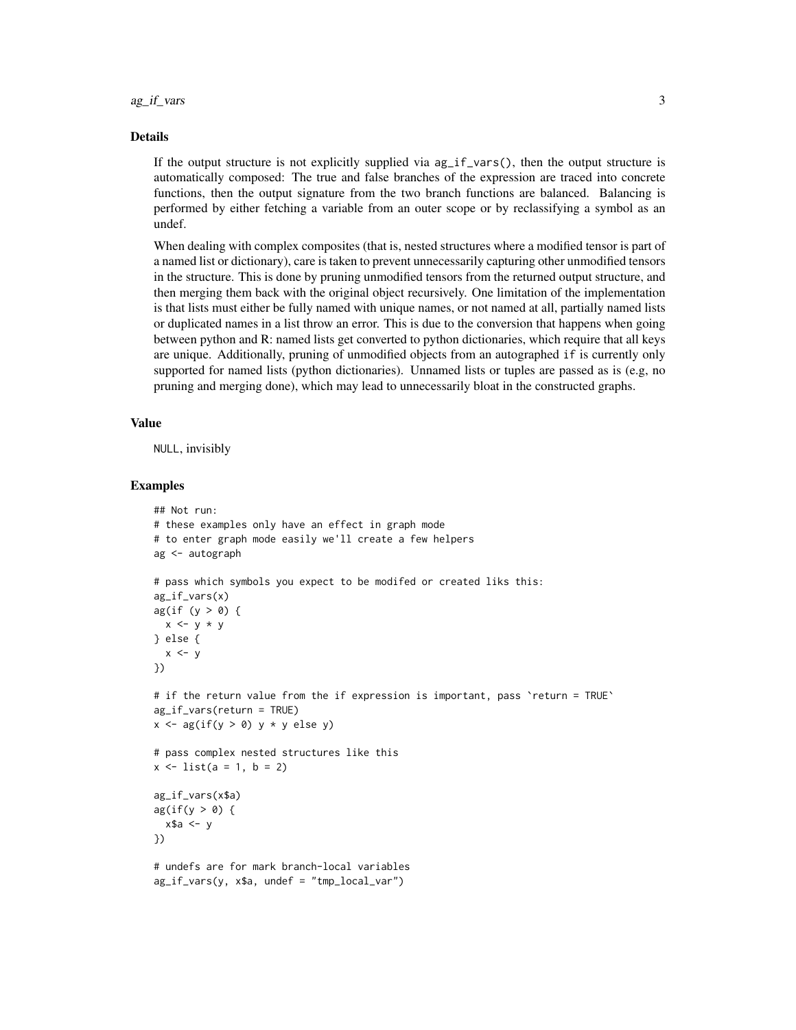## Details

If the output structure is not explicitly supplied via `ag_if_vars()`, then the output structure is automatically composed: The true and false branches of the expression are traced into concrete functions, then the output signature from the two branch functions are balanced. Balancing is performed by either fetching a variable from an outer scope or by reclassifying a symbol as an undef.

When dealing with complex composites (that is, nested structures where a modified tensor is part of a named list or dictionary), care is taken to prevent unnecessarily capturing other unmodified tensors in the structure. This is done by pruning unmodified tensors from the returned output structure, and then merging them back with the original object recursively. One limitation of the implementation is that lists must either be fully named with unique names, or not named at all, partially named lists or duplicated names in a list throw an error. This is due to the conversion that happens when going between python and R: named lists get converted to python dictionaries, which require that all keys are unique. Additionally, pruning of unmodified objects from an autographed `if` is currently only supported for named lists (python dictionaries). Unnamed lists or tuples are passed as is (e.g, no pruning and merging done), which may lead to unnecessarily bloat in the constructed graphs.

## Value

`NULL`, invisibly

## Examples

```
## Not run:
# these examples only have an effect in graph mode
# to enter graph mode easily we'll create a few helpers
ag <- autograph

# pass which symbols you expect to be modifed or created liks this:
ag_if_vars(x)
ag(if (y > 0) {
  x <- y * y
} else {
  x <- y
})

# if the return value from the if expression is important, pass `return = TRUE`
ag_if_vars(return = TRUE)
x <- ag(if(y > 0) y * y else y)

# pass complex nested structures like this
x <- list(a = 1, b = 2)

ag_if_vars(x$a)
ag(if(y > 0) {
  x$a <- y
})

# undefs are for mark branch-local variables
ag_if_vars(y, x$a, undef = "tmp_local_var")
```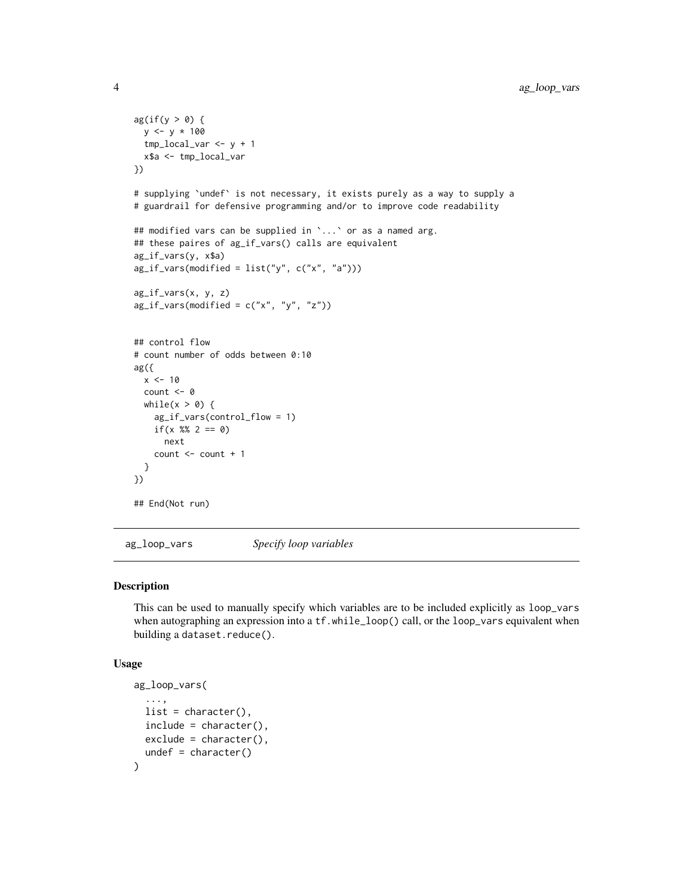```
ag(if(y > 0) {
  y <- y * 100
  tmp_local_var <- y + 1
  x$a <- tmp_local_var
})

# supplying `undef` is not necessary, it exists purely as a way to supply a
# guardrail for defensive programming and/or to improve code readability

## modified vars can be supplied in `...` or as a named arg.
## these paires of ag_if_vars() calls are equivalent
ag_if_vars(y, x$a)
ag_if_vars(modified = list("y", c("x", "a")))

ag_if_vars(x, y, z)
ag_if_vars(modified = c("x", "y", "z"))


## control flow
# count number of odds between 0:10
ag({
  x <- 10
  count <- 0
  while(x > 0) {
    ag_if_vars(control_flow = 1)
    if(x %% 2 == 0)
      next
    count <- count + 1
  }
})

## End(Not run)
```

## ag_loop_vars — *Specify loop variables*

### Description

This can be used to manually specify which variables are to be included explicitly as `loop_vars` when autographing an expression into a `tf.while_loop()` call, or the `loop_vars` equivalent when building a `dataset.reduce()`.

### Usage

```
ag_loop_vars(
  ...,
  list = character(),
  include = character(),
  exclude = character(),
  undef = character()
)
```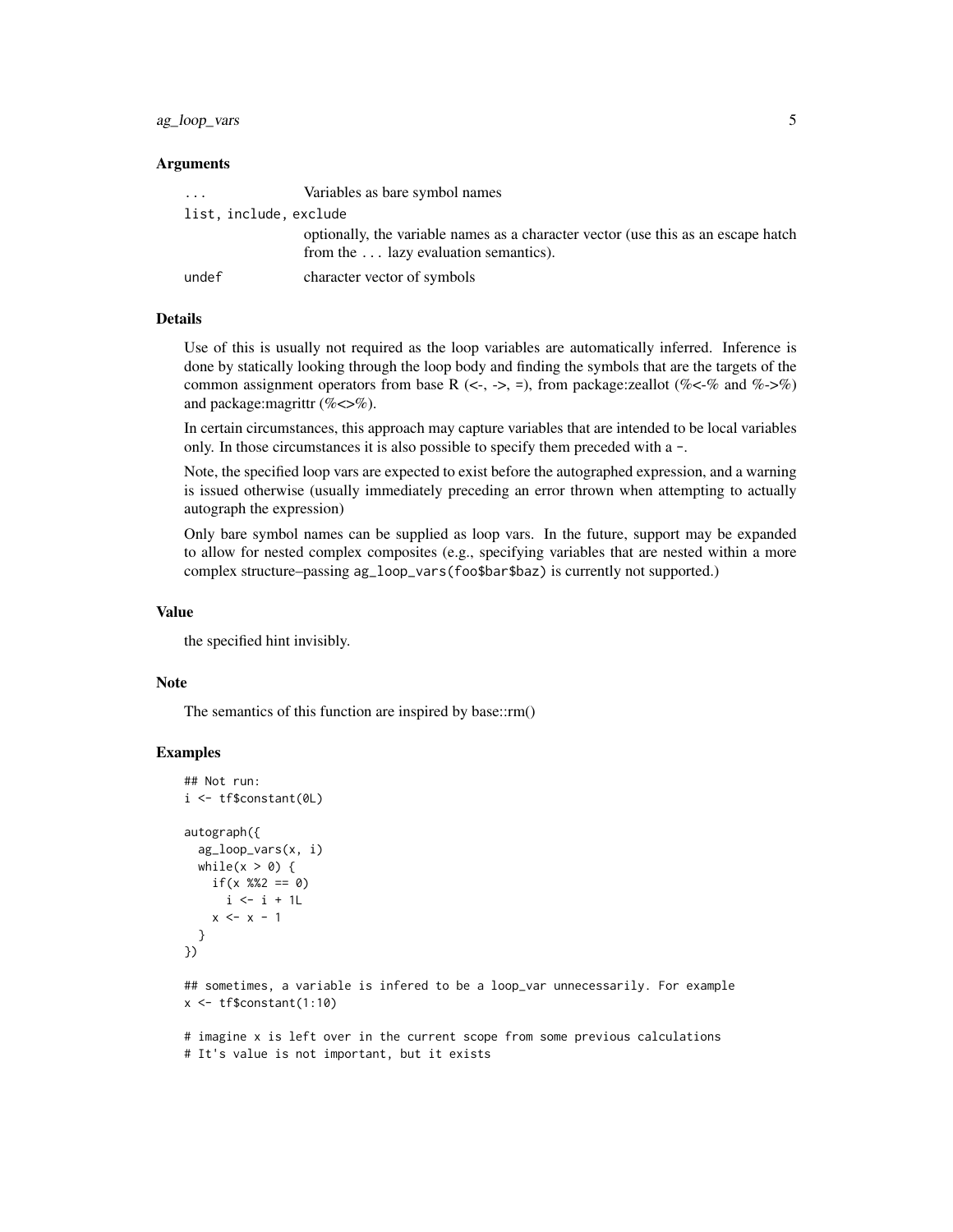### Arguments

| | |
|---|---|
| `...` | Variables as bare symbol names |
| `list, include, exclude` | optionally, the variable names as a character vector (use this as an escape hatch from the `...` lazy evaluation semantics). |
| `undef` | character vector of symbols |

### Details

Use of this is usually not required as the loop variables are automatically inferred. Inference is done by statically looking through the loop body and finding the symbols that are the targets of the common assignment operators from base R (<-, ->, =), from package:zeallot (%<-% and %->%) and package:magrittr (%<>%).

In certain circumstances, this approach may capture variables that are intended to be local variables only. In those circumstances it is also possible to specify them preceded with a `-`.

Note, the specified loop vars are expected to exist before the autographed expression, and a warning is issued otherwise (usually immediately preceding an error thrown when attempting to actually autograph the expression)

Only bare symbol names can be supplied as loop vars. In the future, support may be expanded to allow for nested complex composites (e.g., specifying variables that are nested within a more complex structure–passing `ag_loop_vars(foo$bar$baz)` is currently not supported.)

### Value

the specified hint invisibly.

### Note

The semantics of this function are inspired by base::rm()

### Examples

```
## Not run:
i <- tf$constant(0L)

autograph({
  ag_loop_vars(x, i)
  while(x > 0) {
    if(x %%2 == 0)
      i <- i + 1L
    x <- x - 1
  }
})

## sometimes, a variable is infered to be a loop_var unnecessarily. For example
x <- tf$constant(1:10)

# imagine x is left over in the current scope from some previous calculations
# It's value is not important, but it exists
```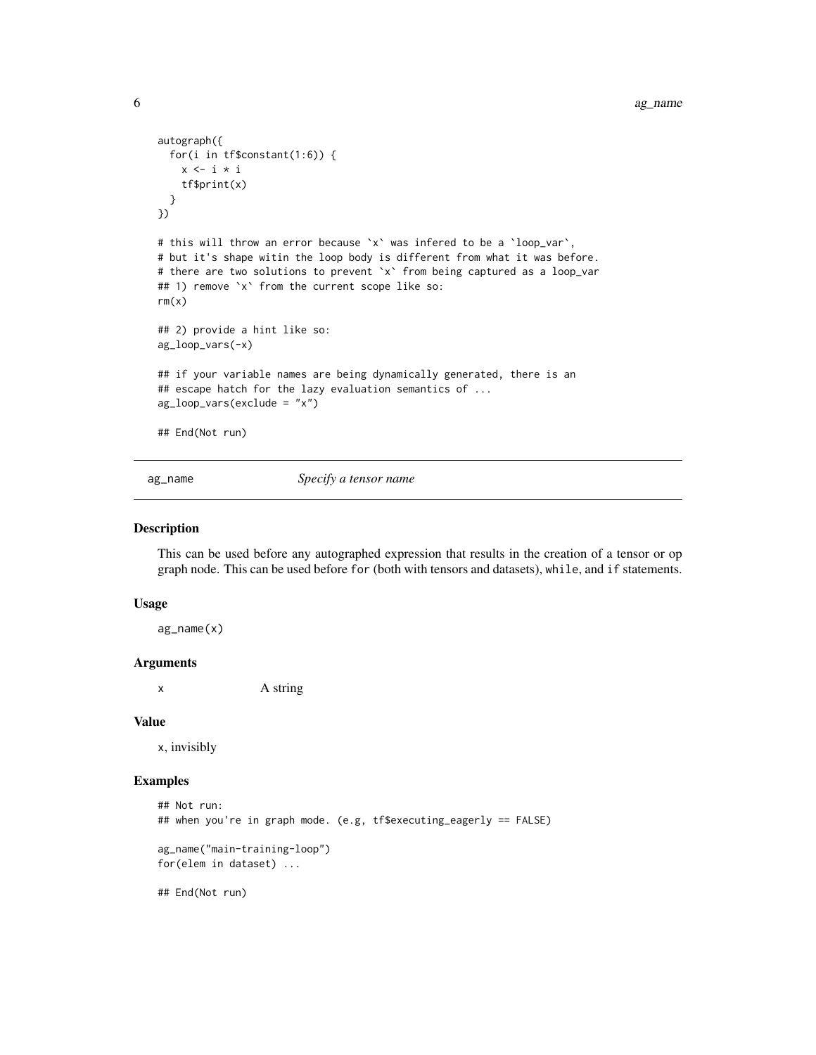```
autograph({
  for(i in tf$constant(1:6)) {
    x <- i * i
    tf$print(x)
  }
})

# this will throw an error because `x` was infered to be a `loop_var`,
# but it's shape witin the loop body is different from what it was before.
# there are two solutions to prevent `x` from being captured as a loop_var
## 1) remove `x` from the current scope like so:
rm(x)

## 2) provide a hint like so:
ag_loop_vars(-x)

## if your variable names are being dynamically generated, there is an
## escape hatch for the lazy evaluation semantics of ...
ag_loop_vars(exclude = "x")

## End(Not run)
```

## ag_name — *Specify a tensor name*

### Description

This can be used before any autographed expression that results in the creation of a tensor or op graph node. This can be used before `for` (both with tensors and datasets), `while`, and `if` statements.

### Usage

```
ag_name(x)
```

### Arguments

| | |
|---|---|
| `x` | A string |

### Value

x, invisibly

### Examples

```
## Not run:
## when you're in graph mode. (e.g, tf$executing_eagerly == FALSE)

ag_name("main-training-loop")
for(elem in dataset) ...

## End(Not run)
```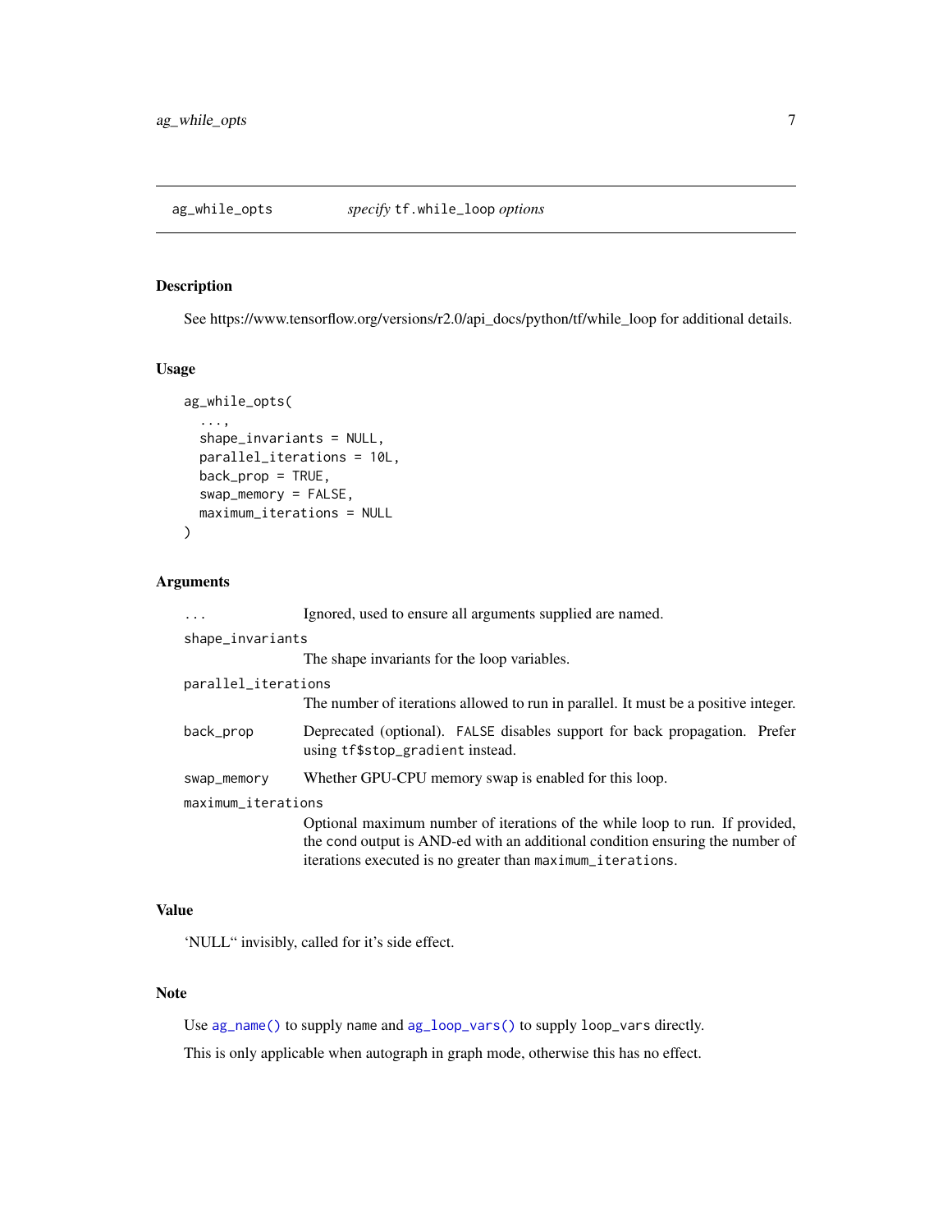## ag_while_opts — *specify* `tf.while_loop` *options*

### Description

See https://www.tensorflow.org/versions/r2.0/api_docs/python/tf/while_loop for additional details.

### Usage

```
ag_while_opts(
  ...,
  shape_invariants = NULL,
  parallel_iterations = 10L,
  back_prop = TRUE,
  swap_memory = FALSE,
  maximum_iterations = NULL
)
```

### Arguments

| | |
|---|---|
| `...` | Ignored, used to ensure all arguments supplied are named. |
| `shape_invariants` | The shape invariants for the loop variables. |
| `parallel_iterations` | The number of iterations allowed to run in parallel. It must be a positive integer. |
| `back_prop` | Deprecated (optional). `FALSE` disables support for back propagation. Prefer using `tf$stop_gradient` instead. |
| `swap_memory` | Whether GPU-CPU memory swap is enabled for this loop. |
| `maximum_iterations` | Optional maximum number of iterations of the while loop to run. If provided, the `cond` output is AND-ed with an additional condition ensuring the number of iterations executed is no greater than `maximum_iterations`. |

### Value

'NULL" invisibly, called for it's side effect.

### Note

Use `ag_name()` to supply `name` and `ag_loop_vars()` to supply `loop_vars` directly.

This is only applicable when autograph in graph mode, otherwise this has no effect.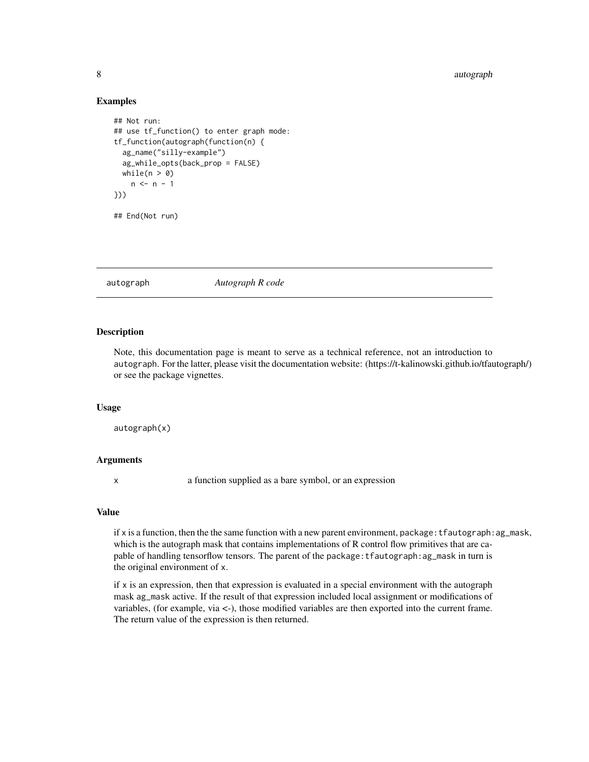### Examples

```
## Not run:
## use tf_function() to enter graph mode:
tf_function(autograph(function(n) {
  ag_name("silly-example")
  ag_while_opts(back_prop = FALSE)
  while(n > 0)
    n <- n - 1
}))

## End(Not run)
```

---

## autograph *Autograph R code*

---

### Description

Note, this documentation page is meant to serve as a technical reference, not an introduction to `autograph`. For the latter, please visit the documentation website: (https://t-kalinowski.github.io/tfautograph/) or see the package vignettes.

### Usage

```
autograph(x)
```

### Arguments

| | |
|---|---|
| `x` | a function supplied as a bare symbol, or an expression |

### Value

if `x` is a function, then the the same function with a new parent environment, `package:tfautograph:ag_mask`, which is the autograph mask that contains implementations of R control flow primitives that are capable of handling tensorflow tensors. The parent of the `package:tfautograph:ag_mask` in turn is the original environment of `x`.

if `x` is an expression, then that expression is evaluated in a special environment with the autograph mask `ag_mask` active. If the result of that expression included local assignment or modifications of variables, (for example, via <-), those modified variables are then exported into the current frame. The return value of the expression is then returned.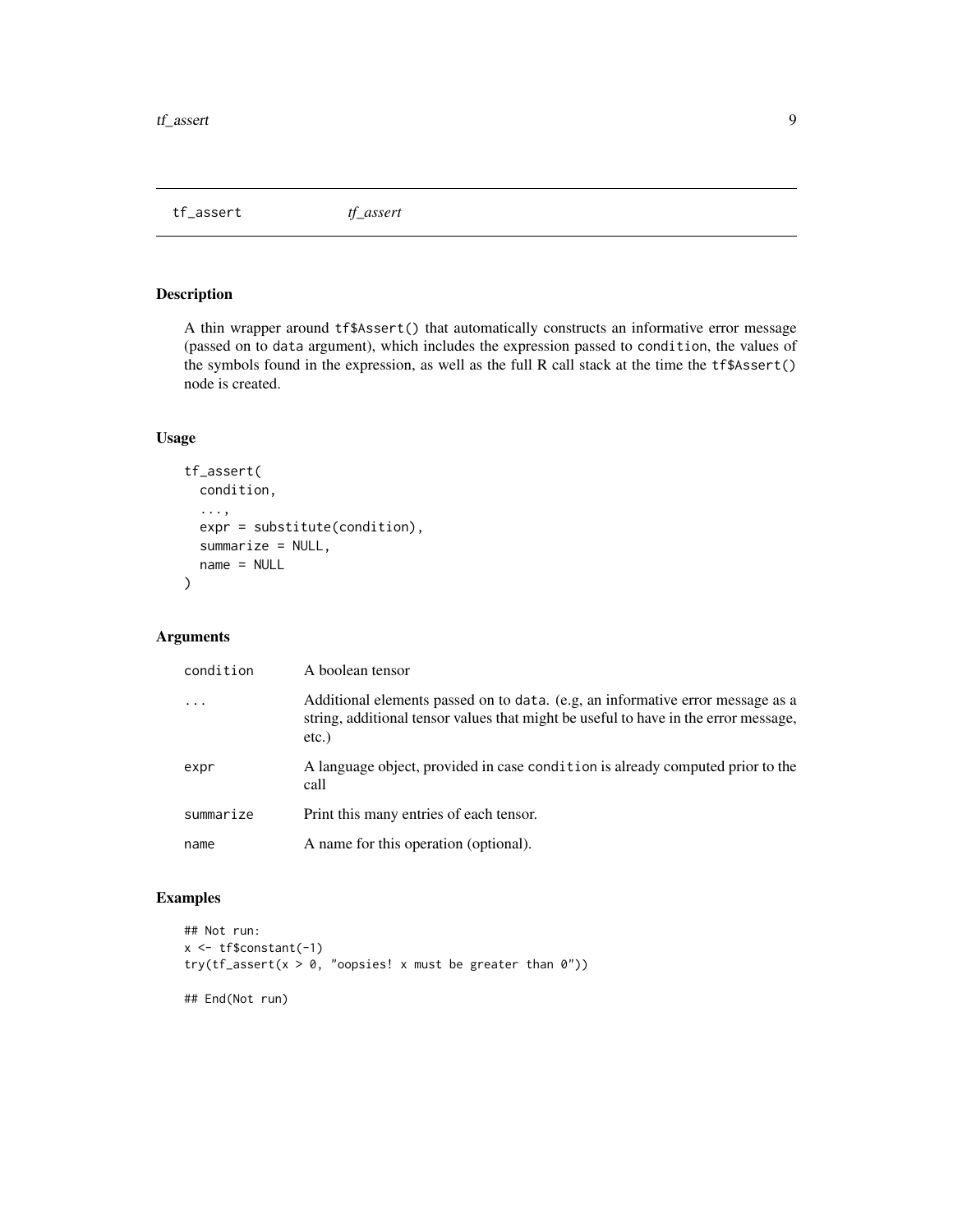# tf_assert — *tf_assert*

## Description

A thin wrapper around `tf$Assert()` that automatically constructs an informative error message (passed on to `data` argument), which includes the expression passed to `condition`, the values of the symbols found in the expression, as well as the full R call stack at the time the `tf$Assert()` node is created.

## Usage

```
tf_assert(
  condition,
  ...,
  expr = substitute(condition),
  summarize = NULL,
  name = NULL
)
```

## Arguments

| | |
|---|---|
| `condition` | A boolean tensor |
| `...` | Additional elements passed on to `data`. (e.g, an informative error message as a string, additional tensor values that might be useful to have in the error message, etc.) |
| `expr` | A language object, provided in case `condition` is already computed prior to the call |
| `summarize` | Print this many entries of each tensor. |
| `name` | A name for this operation (optional). |

## Examples

```
## Not run:
x <- tf$constant(-1)
try(tf_assert(x > 0, "oopsies! x must be greater than 0"))

## End(Not run)
```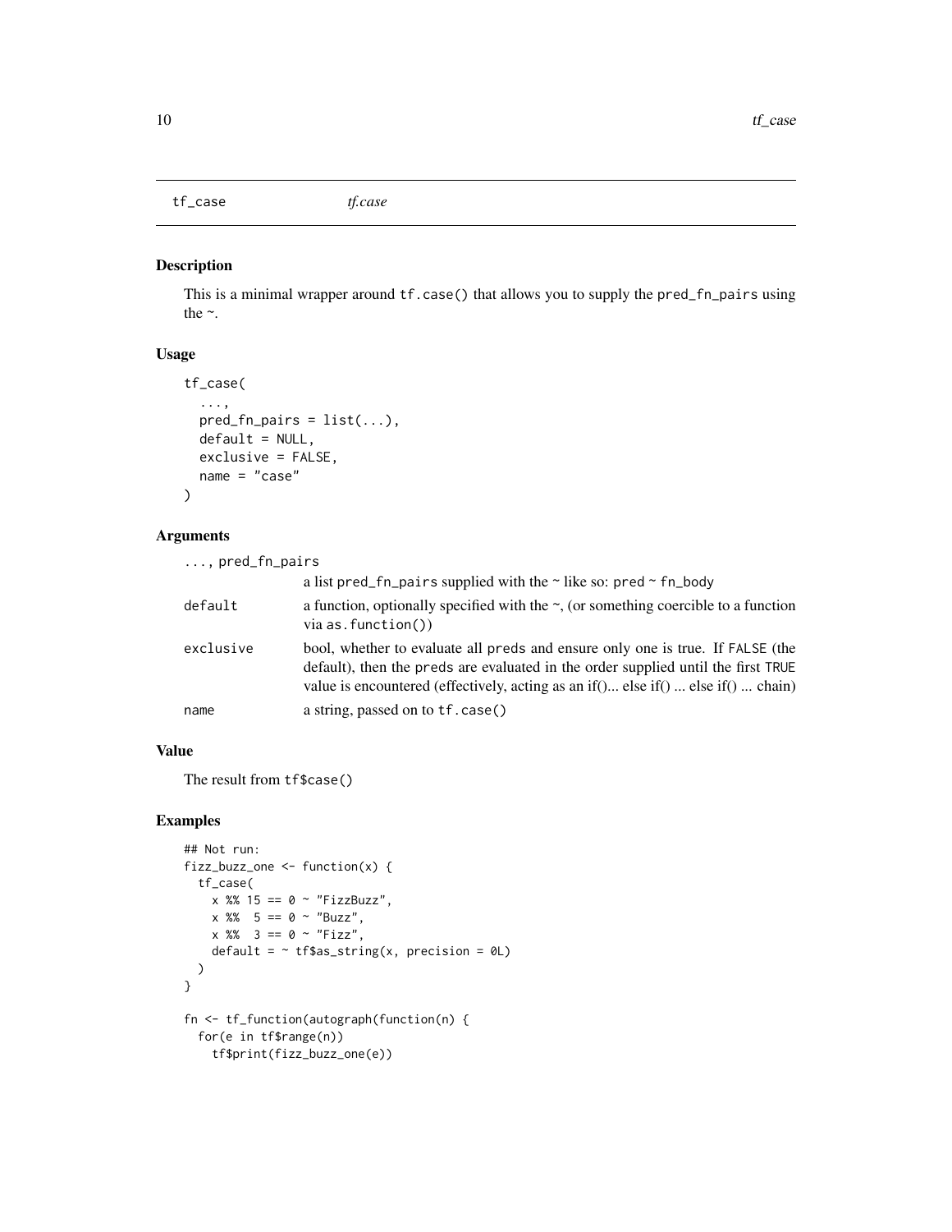## tf_case *tf.case*

### Description

This is a minimal wrapper around `tf.case()` that allows you to supply the `pred_fn_pairs` using the `~`.

### Usage

```
tf_case(
  ...,
  pred_fn_pairs = list(...),
  default = NULL,
  exclusive = FALSE,
  name = "case"
)
```

### Arguments

| | |
|---|---|
| `...`, `pred_fn_pairs` | a list `pred_fn_pairs` supplied with the `~` like so: `pred ~ fn_body` |
| `default` | a function, optionally specified with the `~`, (or something coercible to a function via `as.function()`) |
| `exclusive` | bool, whether to evaluate all `preds` and ensure only one is true. If `FALSE` (the default), then the `preds` are evaluated in the order supplied until the first `TRUE` value is encountered (effectively, acting as an if()... else if() ... else if() ... chain) |
| `name` | a string, passed on to `tf.case()` |

### Value

The result from `tf$case()`

### Examples

```
## Not run:
fizz_buzz_one <- function(x) {
  tf_case(
    x %% 15 == 0 ~ "FizzBuzz",
    x %%  5 == 0 ~ "Buzz",
    x %%  3 == 0 ~ "Fizz",
    default = ~ tf$as_string(x, precision = 0L)
  )
}

fn <- tf_function(autograph(function(n) {
  for(e in tf$range(n))
    tf$print(fizz_buzz_one(e))
```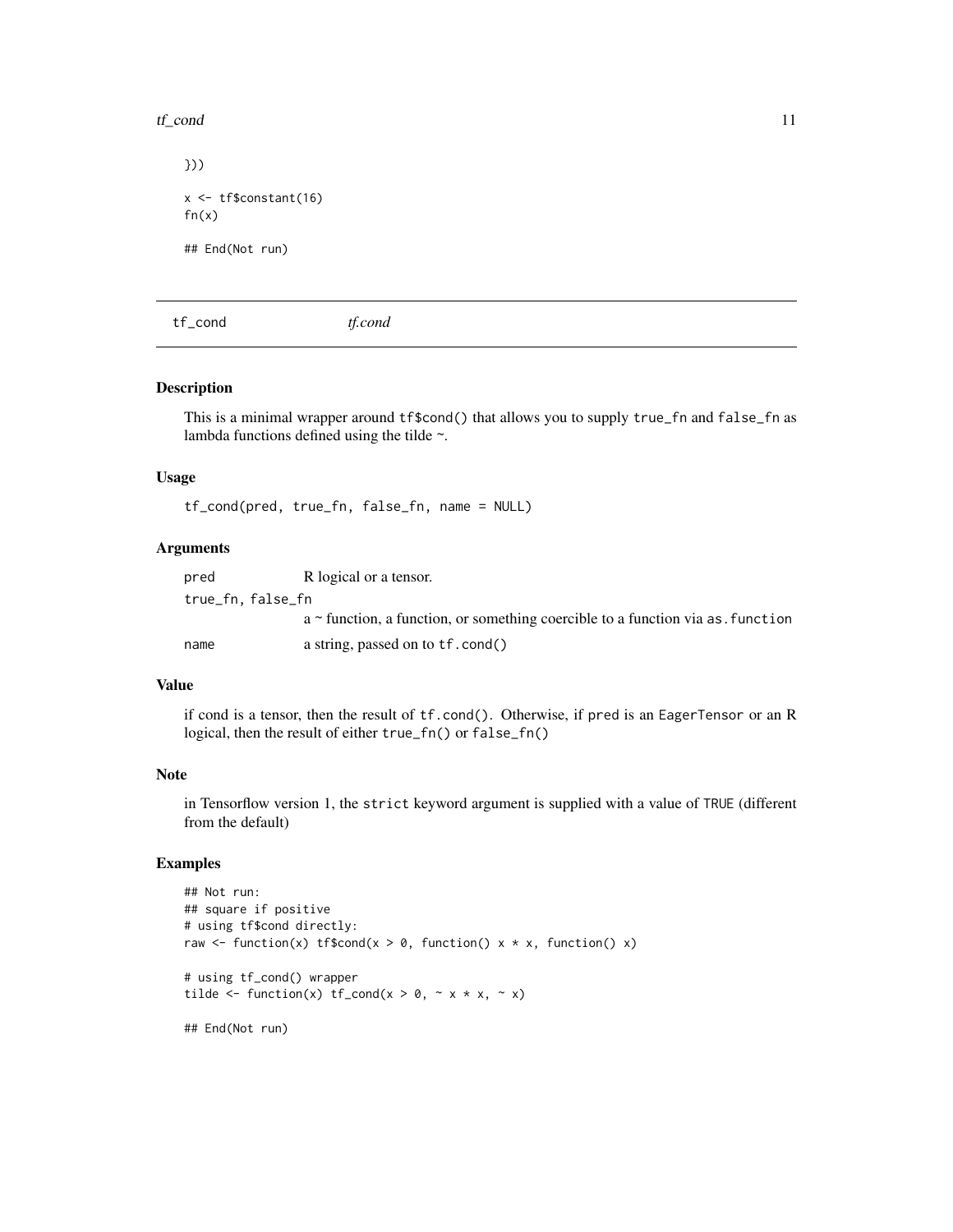```
}))

x <- tf$constant(16)
fn(x)

## End(Not run)
```

## tf_cond *tf.cond*

### Description

This is a minimal wrapper around `tf$cond()` that allows you to supply `true_fn` and `false_fn` as lambda functions defined using the tilde `~`.

### Usage

```
tf_cond(pred, true_fn, false_fn, name = NULL)
```

### Arguments

| | |
|---|---|
| `pred` | R logical or a tensor. |
| `true_fn, false_fn` | a ~ function, a function, or something coercible to a function via `as.function` |
| `name` | a string, passed on to `tf.cond()` |

### Value

if cond is a tensor, then the result of `tf.cond()`. Otherwise, if `pred` is an `EagerTensor` or an R logical, then the result of either `true_fn()` or `false_fn()`

### Note

in Tensorflow version 1, the `strict` keyword argument is supplied with a value of `TRUE` (different from the default)

### Examples

```
## Not run:
## square if positive
# using tf$cond directly:
raw <- function(x) tf$cond(x > 0, function() x * x, function() x)

# using tf_cond() wrapper
tilde <- function(x) tf_cond(x > 0, ~ x * x, ~ x)

## End(Not run)
```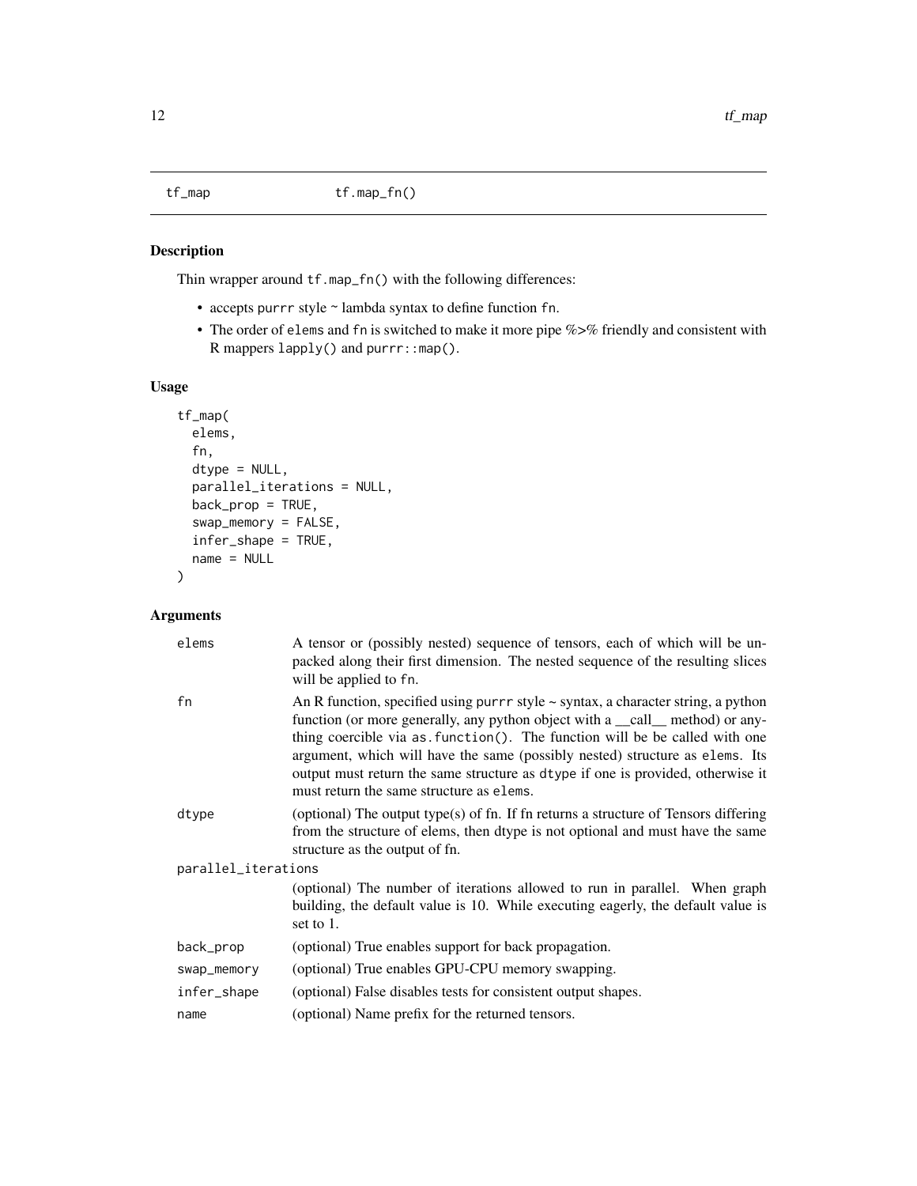## tf_map    tf.map_fn()

### Description

Thin wrapper around `tf.map_fn()` with the following differences:

- accepts purrr style ~ lambda syntax to define function `fn`.
- The order of `elems` and `fn` is switched to make it more pipe %>% friendly and consistent with R mappers `lapply()` and `purrr::map()`.

### Usage

```
tf_map(
  elems,
  fn,
  dtype = NULL,
  parallel_iterations = NULL,
  back_prop = TRUE,
  swap_memory = FALSE,
  infer_shape = TRUE,
  name = NULL
)
```

### Arguments

| | |
|---|---|
| elems | A tensor or (possibly nested) sequence of tensors, each of which will be unpacked along their first dimension. The nested sequence of the resulting slices will be applied to `fn`. |
| fn | An R function, specified using purrr style ~ syntax, a character string, a python function (or more generally, any python object with a __call__ method) or anything coercible via `as.function()`. The function will be be called with one argument, which will have the same (possibly nested) structure as `elems`. Its output must return the same structure as `dtype` if one is provided, otherwise it must return the same structure as `elems`. |
| dtype | (optional) The output type(s) of fn. If fn returns a structure of Tensors differing from the structure of elems, then dtype is not optional and must have the same structure as the output of fn. |
| parallel_iterations | (optional) The number of iterations allowed to run in parallel. When graph building, the default value is 10. While executing eagerly, the default value is set to 1. |
| back_prop | (optional) True enables support for back propagation. |
| swap_memory | (optional) True enables GPU-CPU memory swapping. |
| infer_shape | (optional) False disables tests for consistent output shapes. |
| name | (optional) Name prefix for the returned tensors. |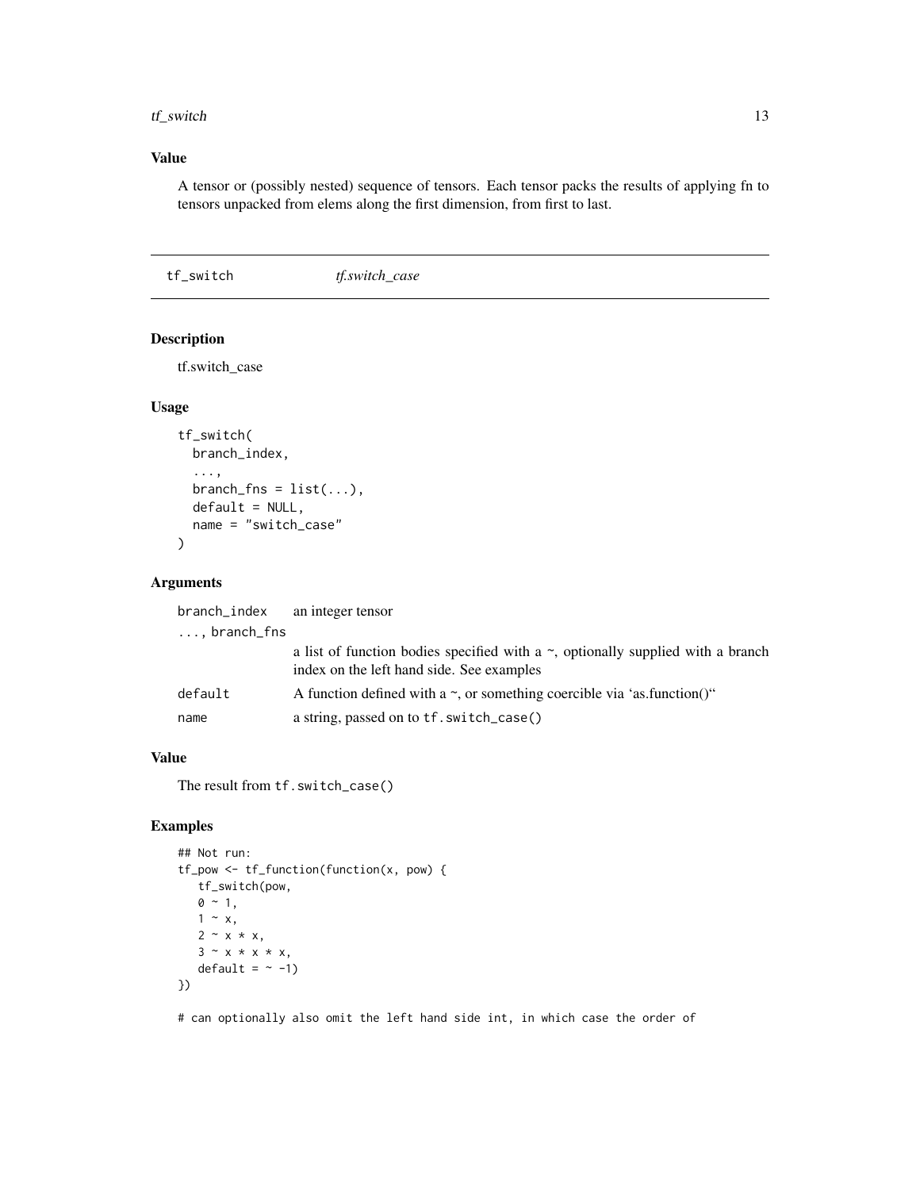## Value

A tensor or (possibly nested) sequence of tensors. Each tensor packs the results of applying fn to tensors unpacked from elems along the first dimension, from first to last.

---

# tf_switch *tf.switch_case*

---

## Description

tf.switch_case

## Usage

```
tf_switch(
  branch_index,
  ...,
  branch_fns = list(...),
  default = NULL,
  name = "switch_case"
)
```

## Arguments

| | |
|---|---|
| `branch_index` | an integer tensor |
| `..., branch_fns` | a list of function bodies specified with a ~, optionally supplied with a branch index on the left hand side. See examples |
| `default` | A function defined with a ~, or something coercible via 'as.function()" |
| `name` | a string, passed on to `tf.switch_case()` |

## Value

The result from `tf.switch_case()`

## Examples

```
## Not run:
tf_pow <- tf_function(function(x, pow) {
   tf_switch(pow,
   0 ~ 1,
   1 ~ x,
   2 ~ x * x,
   3 ~ x * x * x,
   default = ~ -1)
})

# can optionally also omit the left hand side int, in which case the order of
```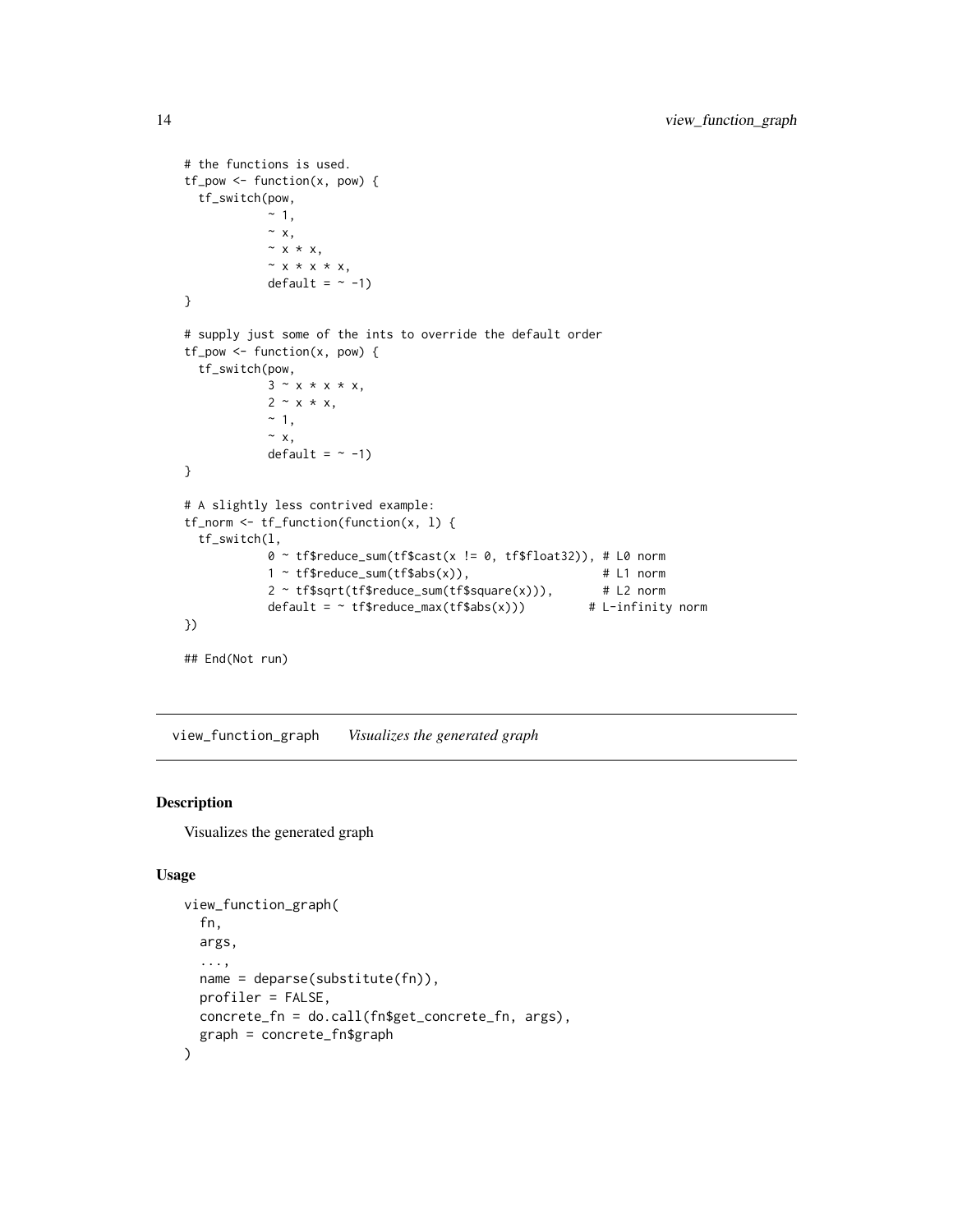```
# the functions is used.
tf_pow <- function(x, pow) {
  tf_switch(pow,
            ~ 1,
            ~ x,
            ~ x * x,
            ~ x * x * x,
            default = ~ -1)
}

# supply just some of the ints to override the default order
tf_pow <- function(x, pow) {
  tf_switch(pow,
            3 ~ x * x * x,
            2 ~ x * x,
            ~ 1,
            ~ x,
            default = ~ -1)
}

# A slightly less contrived example:
tf_norm <- tf_function(function(x, l) {
  tf_switch(l,
            0 ~ tf$reduce_sum(tf$cast(x != 0, tf$float32)), # L0 norm
            1 ~ tf$reduce_sum(tf$abs(x)),                   # L1 norm
            2 ~ tf$sqrt(tf$reduce_sum(tf$square(x))),       # L2 norm
            default = ~ tf$reduce_max(tf$abs(x)))         # L-infinity norm
})

## End(Not run)
```

## view_function_graph *Visualizes the generated graph*

### Description

Visualizes the generated graph

### Usage

```
view_function_graph(
  fn,
  args,
  ...,
  name = deparse(substitute(fn)),
  profiler = FALSE,
  concrete_fn = do.call(fn$get_concrete_fn, args),
  graph = concrete_fn$graph
)
```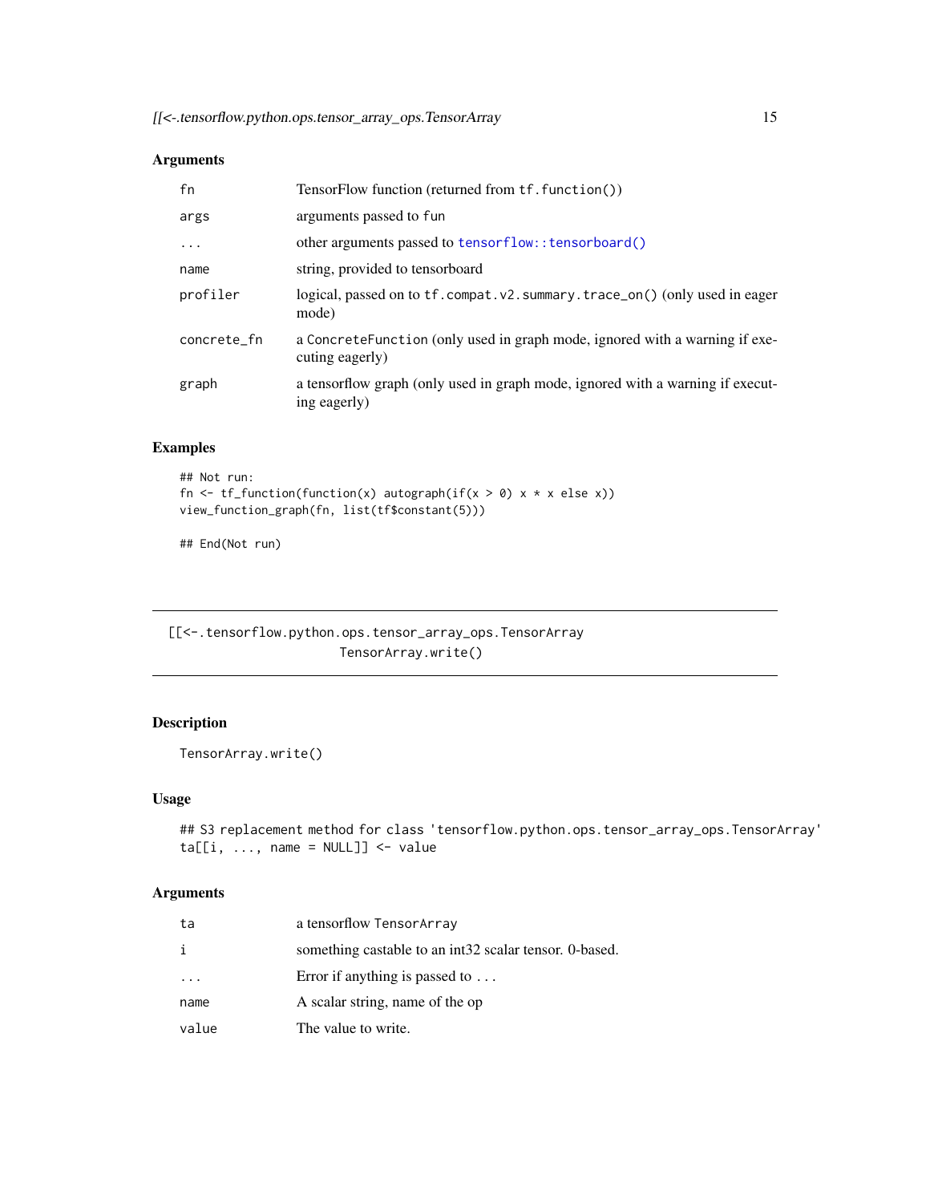### Arguments

| | |
|---|---|
| fn | TensorFlow function (returned from tf.function()) |
| args | arguments passed to fun |
| ... | other arguments passed to tensorflow::tensorboard() |
| name | string, provided to tensorboard |
| profiler | logical, passed on to tf.compat.v2.summary.trace_on() (only used in eager mode) |
| concrete_fn | a ConcreteFunction (only used in graph mode, ignored with a warning if executing eagerly) |
| graph | a tensorflow graph (only used in graph mode, ignored with a warning if executing eagerly) |

### Examples

```
## Not run:
fn <- tf_function(function(x) autograph(if(x > 0) x * x else x))
view_function_graph(fn, list(tf$constant(5)))

## End(Not run)
```

---

## [[<-.tensorflow.python.ops.tensor_array_ops.TensorArray
## TensorArray.write()

---

### Description

TensorArray.write()

### Usage

```
## S3 replacement method for class 'tensorflow.python.ops.tensor_array_ops.TensorArray'
ta[[i, ..., name = NULL]] <- value
```

### Arguments

| | |
|---|---|
| ta | a tensorflow TensorArray |
| i | something castable to an int32 scalar tensor. 0-based. |
| ... | Error if anything is passed to ... |
| name | A scalar string, name of the op |
| value | The value to write. |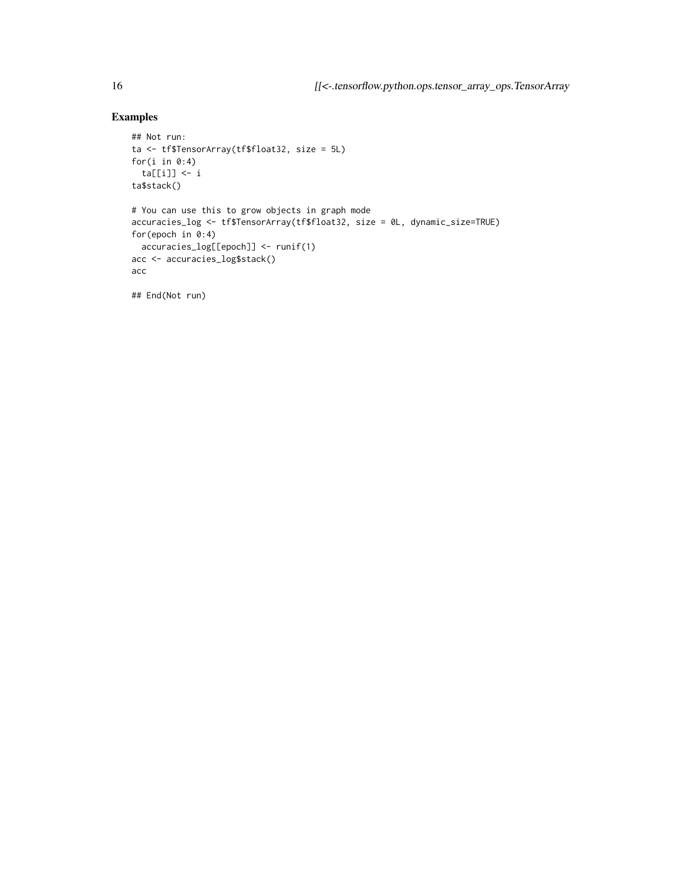## Examples

```
## Not run:
ta <- tf$TensorArray(tf$float32, size = 5L)
for(i in 0:4)
  ta[[i]] <- i
ta$stack()

# You can use this to grow objects in graph mode
accuracies_log <- tf$TensorArray(tf$float32, size = 0L, dynamic_size=TRUE)
for(epoch in 0:4)
  accuracies_log[[epoch]] <- runif(1)
acc <- accuracies_log$stack()
acc

## End(Not run)
```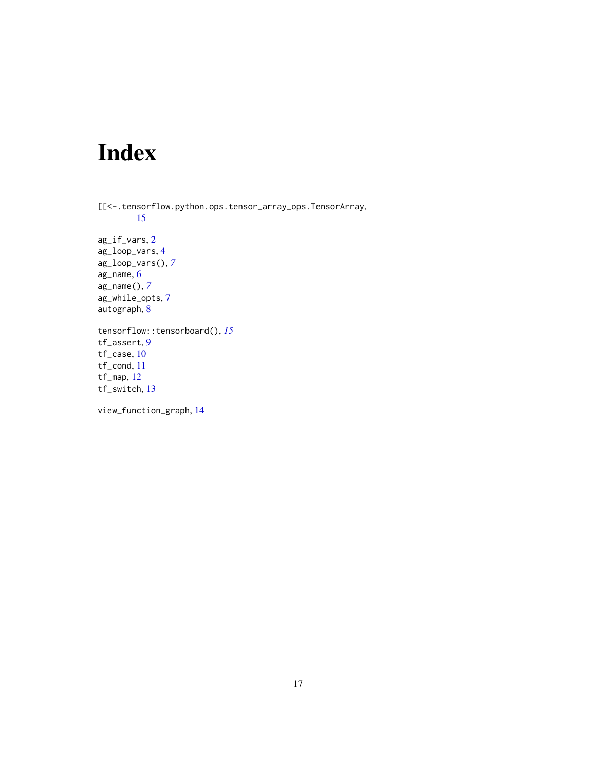# Index

[[<-.tensorflow.python.ops.tensor_array_ops.TensorArray, 15

ag_if_vars, 2
ag_loop_vars, 4
ag_loop_vars(), *7*
ag_name, 6
ag_name(), *7*
ag_while_opts, 7
autograph, 8

tensorflow::tensorboard(), *15*
tf_assert, 9
tf_case, 10
tf_cond, 11
tf_map, 12
tf_switch, 13

view_function_graph, 14